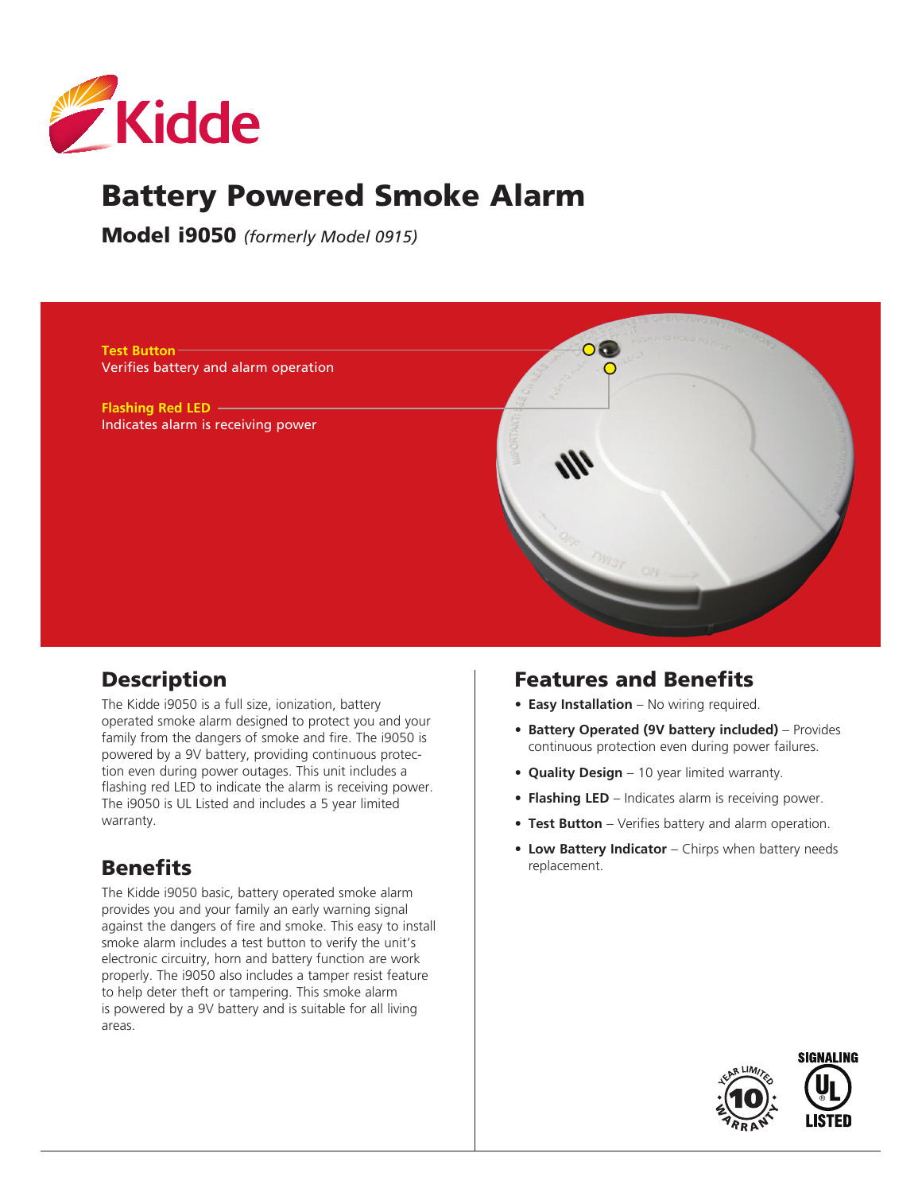# Battery Powered Smoke Alarm

**Model i9050** *(formerly Model 0915)*

**Test Button**
Verifies battery and alarm operation

**Flashing Red LED**
Indicates alarm is receiving power

## Description

The Kidde i9050 is a full size, ionization, battery operated smoke alarm designed to protect you and your family from the dangers of smoke and fire. The i9050 is powered by a 9V battery, providing continuous protection even during power outages. This unit includes a flashing red LED to indicate the alarm is receiving power. The i9050 is UL Listed and includes a 5 year limited warranty.

## Benefits

The Kidde i9050 basic, battery operated smoke alarm provides you and your family an early warning signal against the dangers of fire and smoke. This easy to install smoke alarm includes a test button to verify the unit's electronic circuitry, horn and battery function are work properly. The i9050 also includes a tamper resist feature to help deter theft or tampering. This smoke alarm is powered by a 9V battery and is suitable for all living areas.

## Features and Benefits

- **Easy Installation** – No wiring required.
- **Battery Operated (9V battery included)** – Provides continuous protection even during power failures.
- **Quality Design** – 10 year limited warranty.
- **Flashing LED** – Indicates alarm is receiving power.
- **Test Button** – Verifies battery and alarm operation.
- **Low Battery Indicator** – Chirps when battery needs replacement.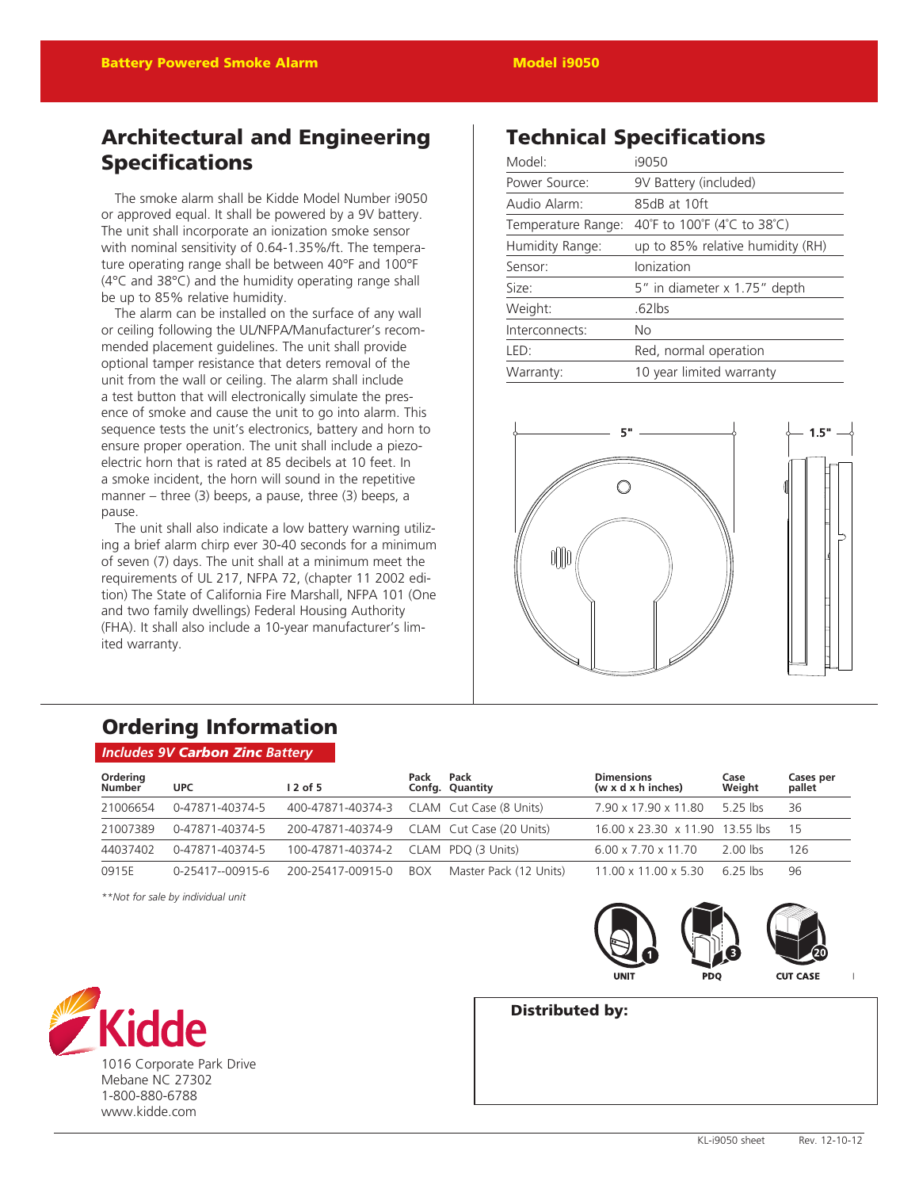Battery Powered Smoke Alarm

Model i9050

## Architectural and Engineering Specifications

The smoke alarm shall be Kidde Model Number i9050 or approved equal. It shall be powered by a 9V battery. The unit shall incorporate an ionization smoke sensor with nominal sensitivity of 0.64-1.35%/ft. The temperature operating range shall be between 40°F and 100°F (4°C and 38°C) and the humidity operating range shall be up to 85% relative humidity.

The alarm can be installed on the surface of any wall or ceiling following the UL/NFPA/Manufacturer's recommended placement guidelines. The unit shall provide optional tamper resistance that deters removal of the unit from the wall or ceiling. The alarm shall include a test button that will electronically simulate the presence of smoke and cause the unit to go into alarm. This sequence tests the unit's electronics, battery and horn to ensure proper operation. The unit shall include a piezoelectric horn that is rated at 85 decibels at 10 feet. In a smoke incident, the horn will sound in the repetitive manner – three (3) beeps, a pause, three (3) beeps, a pause.

The unit shall also indicate a low battery warning utilizing a brief alarm chirp ever 30-40 seconds for a minimum of seven (7) days. The unit shall at a minimum meet the requirements of UL 217, NFPA 72, (chapter 11 2002 edition) The State of California Fire Marshall, NFPA 101 (One and two family dwellings) Federal Housing Authority (FHA). It shall also include a 10-year manufacturer's limited warranty.

## Technical Specifications

| | |
|---|---|
| Model: | i9050 |
| Power Source: | 9V Battery (included) |
| Audio Alarm: | 85dB at 10ft |
| Temperature Range: | 40˚F to 100˚F (4˚C to 38˚C) |
| Humidity Range: | up to 85% relative humidity (RH) |
| Sensor: | Ionization |
| Size: | 5" in diameter x 1.75" depth |
| Weight: | .62lbs |
| Interconnects: | No |
| LED: | Red, normal operation |
| Warranty: | 10 year limited warranty |

5"

1.5"

## Ordering Information

***Includes 9V Carbon Zinc Battery***

| Ordering Number | UPC | I 2 of 5 | Pack Confg. | Pack Quantity | Dimensions (w x d x h inches) | Case Weight | Cases per pallet |
|---|---|---|---|---|---|---|---|
| 21006654 | 0-47871-40374-5 | 400-47871-40374-3 | CLAM | Cut Case (8 Units) | 7.90 x 17.90 x 11.80 | 5.25 lbs | 36 |
| 21007389 | 0-47871-40374-5 | 200-47871-40374-9 | CLAM | Cut Case (20 Units) | 16.00 x 23.30 x 11.90 | 13.55 lbs | 15 |
| 44037402 | 0-47871-40374-5 | 100-47871-40374-2 | CLAM | PDQ (3 Units) | 6.00 x 7.70 x 11.70 | 2.00 lbs | 126 |
| 0915E | 0-25417--00915-6 | 200-25417-00915-0 | BOX | Master Pack (12 Units) | 11.00 x 11.00 x 5.30 | 6.25 lbs | 96 |

*\*\*Not for sale by individual unit*

1 UNIT

3 PDQ

20 CUT CASE

Kidde
1016 Corporate Park Drive
Mebane NC 27302
1-800-880-6788
www.kidde.com

**Distributed by:**

KL-i9050 sheet Rev. 12-10-12